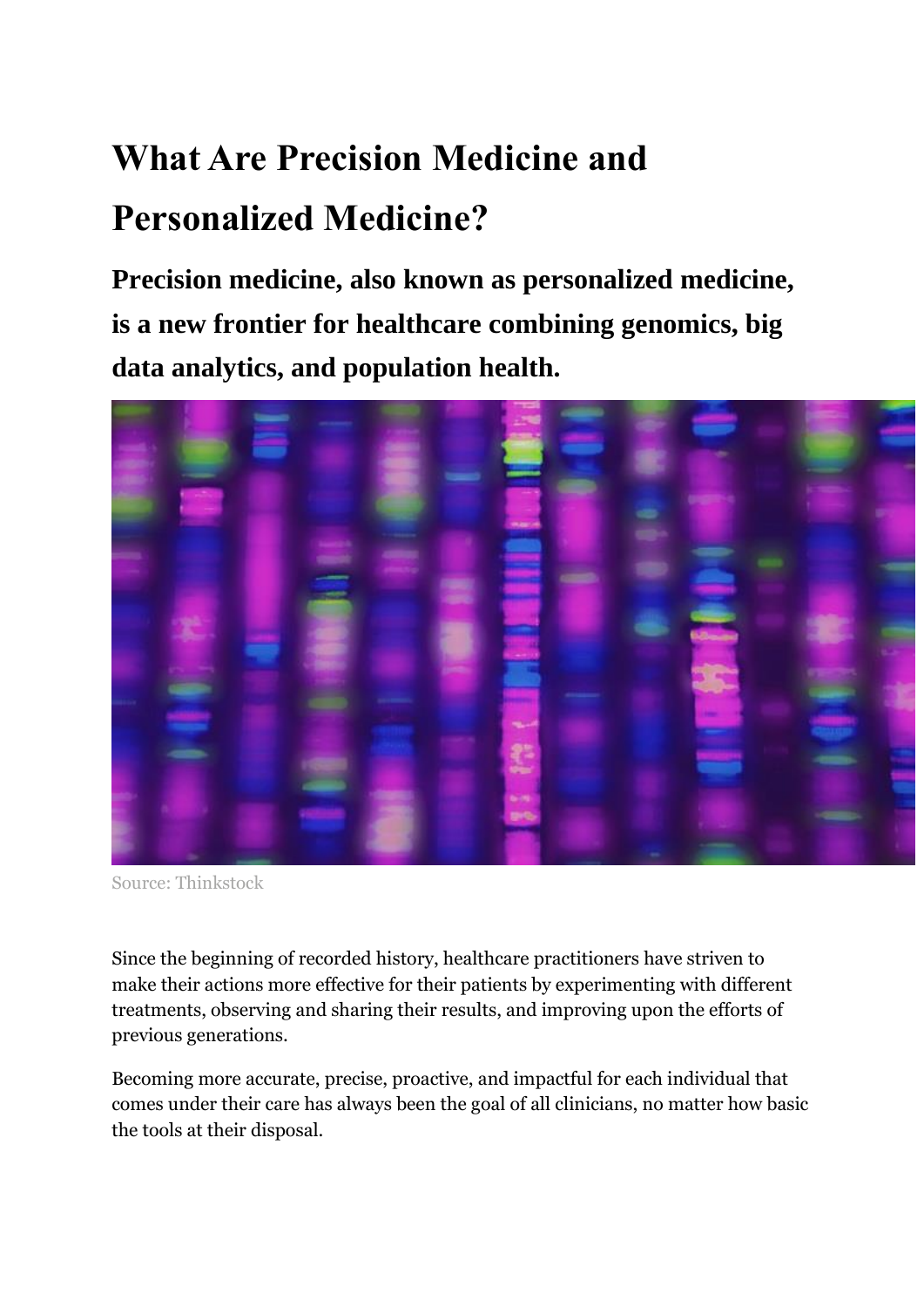# What Are Precision Medicine and Personalized Medicine?

## Precision medicine, also known as personalized medicine, is a new frontier for healthcare combining genomics, big data analytics, and population health.

Source: Thinkstock

Since the beginning of recorded history, healthcare practitioners have striven to make their actions more effective for their patients by experimenting with different treatments, observing and sharing their results, and improving upon the efforts of previous generations.

Becoming more accurate, precise, proactive, and impactful for each individual that comes under their care has always been the goal of all clinicians, no matter how basic the tools at their disposal.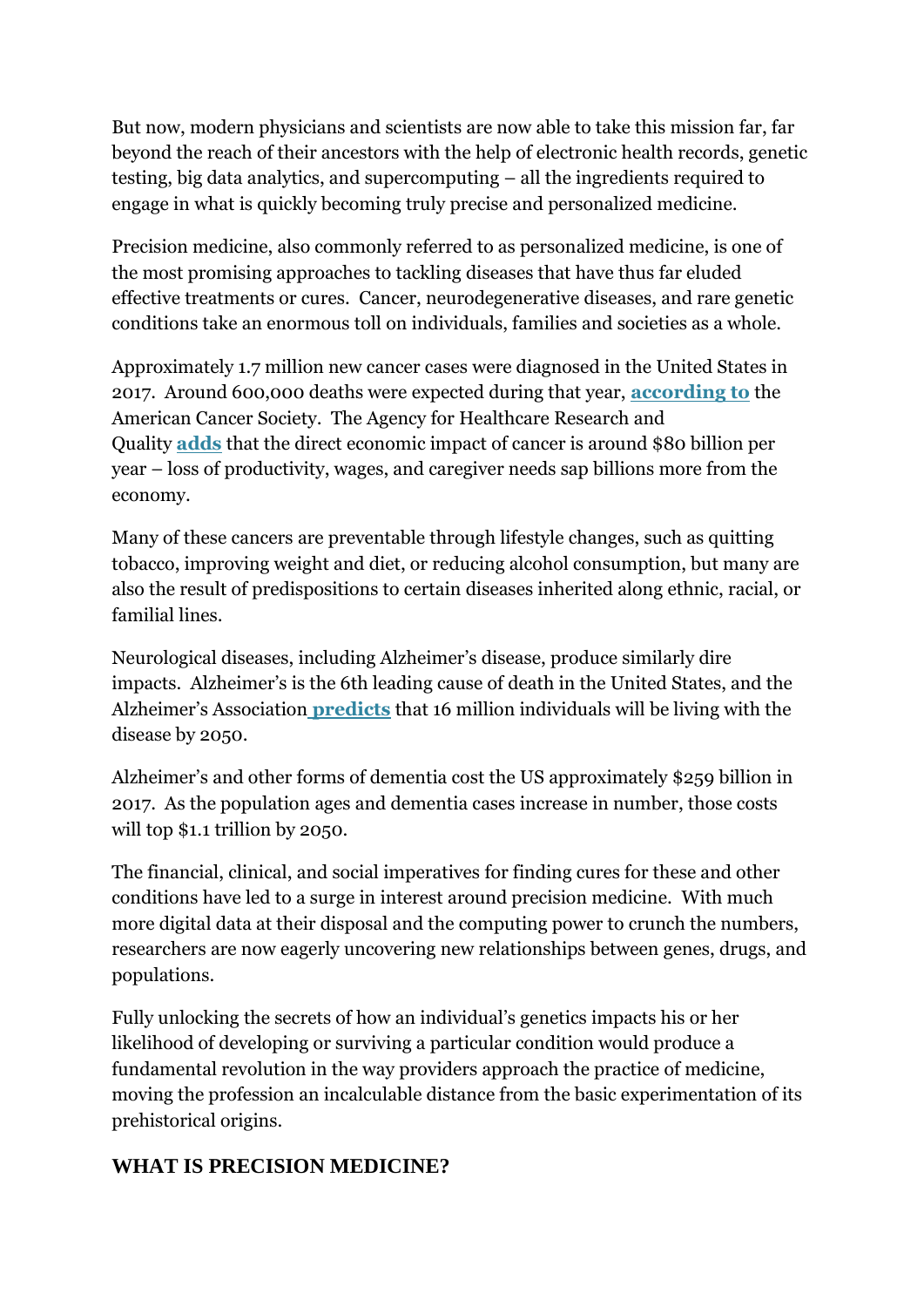But now, modern physicians and scientists are now able to take this mission far, far beyond the reach of their ancestors with the help of electronic health records, genetic testing, big data analytics, and supercomputing – all the ingredients required to engage in what is quickly becoming truly precise and personalized medicine.

Precision medicine, also commonly referred to as personalized medicine, is one of the most promising approaches to tackling diseases that have thus far eluded effective treatments or cures. Cancer, neurodegenerative diseases, and rare genetic conditions take an enormous toll on individuals, families and societies as a whole.

Approximately 1.7 million new cancer cases were diagnosed in the United States in 2017. Around 600,000 deaths were expected during that year, **according to** the American Cancer Society. The Agency for Healthcare Research and Quality **adds** that the direct economic impact of cancer is around $80 billion per year – loss of productivity, wages, and caregiver needs sap billions more from the economy.

Many of these cancers are preventable through lifestyle changes, such as quitting tobacco, improving weight and diet, or reducing alcohol consumption, but many are also the result of predispositions to certain diseases inherited along ethnic, racial, or familial lines.

Neurological diseases, including Alzheimer's disease, produce similarly dire impacts. Alzheimer's is the 6th leading cause of death in the United States, and the Alzheimer's Association **predicts** that 16 million individuals will be living with the disease by 2050.

Alzheimer's and other forms of dementia cost the US approximately $259 billion in 2017. As the population ages and dementia cases increase in number, those costs will top $1.1 trillion by 2050.

The financial, clinical, and social imperatives for finding cures for these and other conditions have led to a surge in interest around precision medicine. With much more digital data at their disposal and the computing power to crunch the numbers, researchers are now eagerly uncovering new relationships between genes, drugs, and populations.

Fully unlocking the secrets of how an individual's genetics impacts his or her likelihood of developing or surviving a particular condition would produce a fundamental revolution in the way providers approach the practice of medicine, moving the profession an incalculable distance from the basic experimentation of its prehistorical origins.

## WHAT IS PRECISION MEDICINE?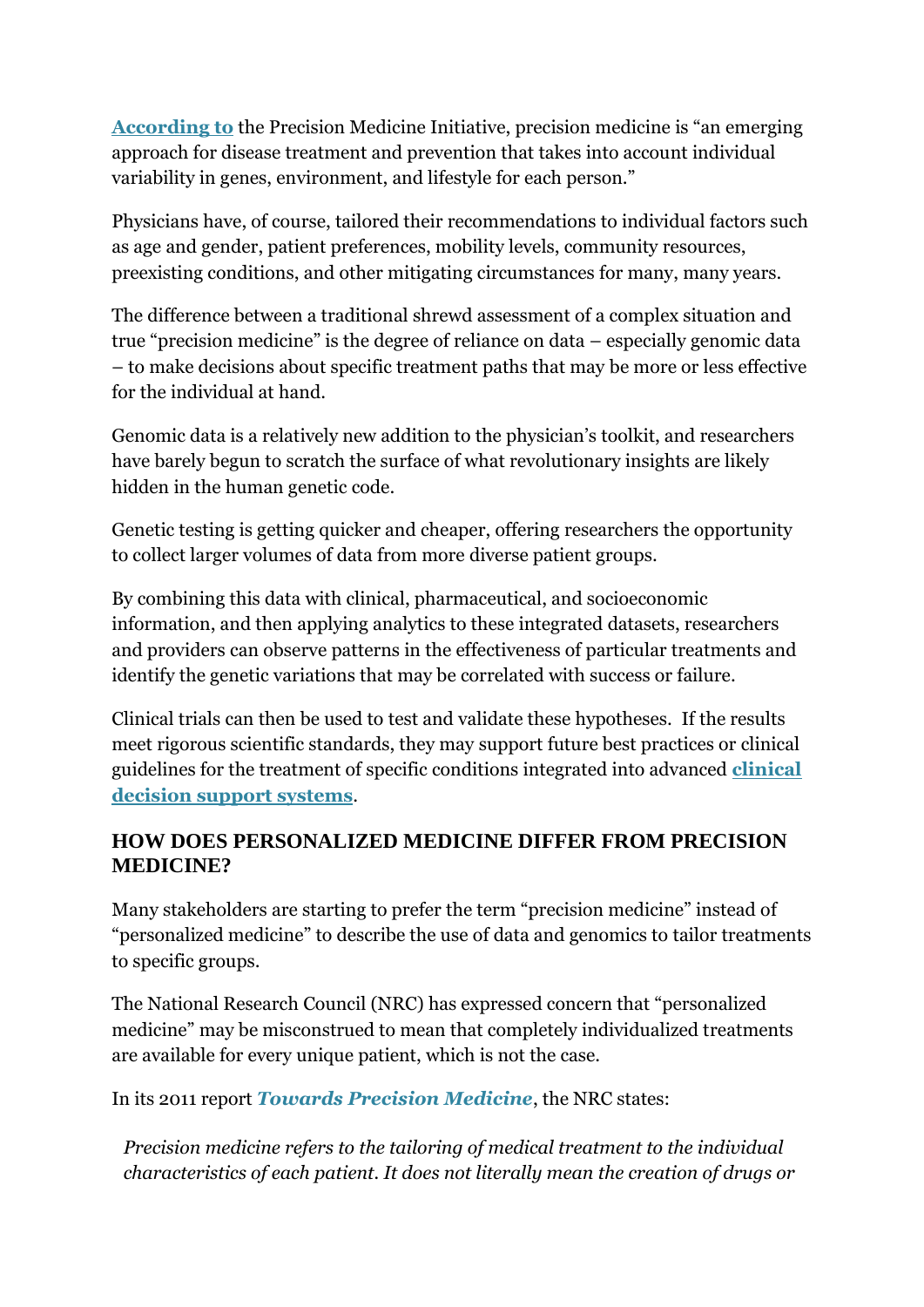**According to** the Precision Medicine Initiative, precision medicine is "an emerging approach for disease treatment and prevention that takes into account individual variability in genes, environment, and lifestyle for each person."

Physicians have, of course, tailored their recommendations to individual factors such as age and gender, patient preferences, mobility levels, community resources, preexisting conditions, and other mitigating circumstances for many, many years.

The difference between a traditional shrewd assessment of a complex situation and true "precision medicine" is the degree of reliance on data – especially genomic data – to make decisions about specific treatment paths that may be more or less effective for the individual at hand.

Genomic data is a relatively new addition to the physician's toolkit, and researchers have barely begun to scratch the surface of what revolutionary insights are likely hidden in the human genetic code.

Genetic testing is getting quicker and cheaper, offering researchers the opportunity to collect larger volumes of data from more diverse patient groups.

By combining this data with clinical, pharmaceutical, and socioeconomic information, and then applying analytics to these integrated datasets, researchers and providers can observe patterns in the effectiveness of particular treatments and identify the genetic variations that may be correlated with success or failure.

Clinical trials can then be used to test and validate these hypotheses. If the results meet rigorous scientific standards, they may support future best practices or clinical guidelines for the treatment of specific conditions integrated into advanced **clinical decision support systems**.

## HOW DOES PERSONALIZED MEDICINE DIFFER FROM PRECISION MEDICINE?

Many stakeholders are starting to prefer the term "precision medicine" instead of "personalized medicine" to describe the use of data and genomics to tailor treatments to specific groups.

The National Research Council (NRC) has expressed concern that "personalized medicine" may be misconstrued to mean that completely individualized treatments are available for every unique patient, which is not the case.

In its 2011 report ***Towards Precision Medicine***, the NRC states:

> *Precision medicine refers to the tailoring of medical treatment to the individual characteristics of each patient. It does not literally mean the creation of drugs or*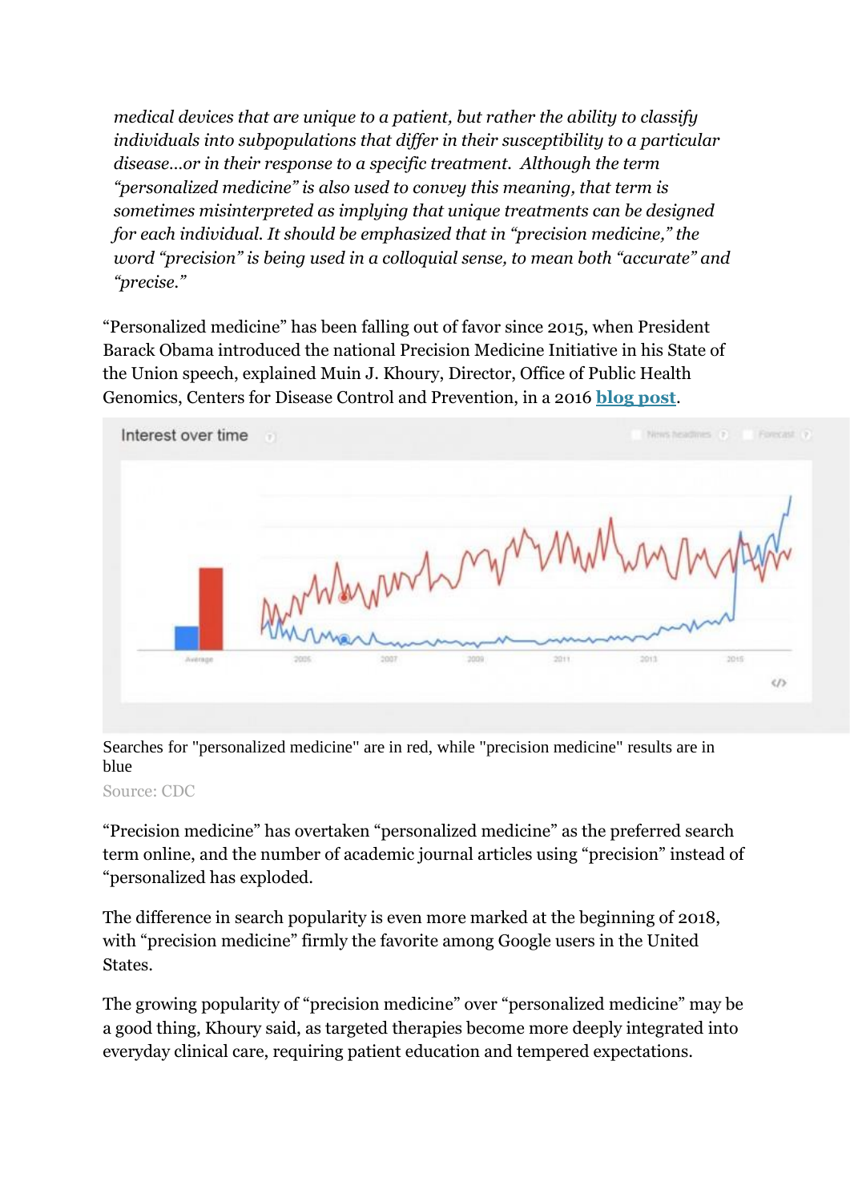*medical devices that are unique to a patient, but rather the ability to classify individuals into subpopulations that differ in their susceptibility to a particular disease…or in their response to a specific treatment. Although the term "personalized medicine" is also used to convey this meaning, that term is sometimes misinterpreted as implying that unique treatments can be designed for each individual. It should be emphasized that in "precision medicine," the word "precision" is being used in a colloquial sense, to mean both "accurate" and "precise."*

"Personalized medicine" has been falling out of favor since 2015, when President Barack Obama introduced the national Precision Medicine Initiative in his State of the Union speech, explained Muin J. Khoury, Director, Office of Public Health Genomics, Centers for Disease Control and Prevention, in a 2016 **[blog post](#)**.

Searches for "personalized medicine" are in red, while "precision medicine" results are in blue

Source: CDC

"Precision medicine" has overtaken "personalized medicine" as the preferred search term online, and the number of academic journal articles using "precision" instead of "personalized has exploded.

The difference in search popularity is even more marked at the beginning of 2018, with "precision medicine" firmly the favorite among Google users in the United States.

The growing popularity of "precision medicine" over "personalized medicine" may be a good thing, Khoury said, as targeted therapies become more deeply integrated into everyday clinical care, requiring patient education and tempered expectations.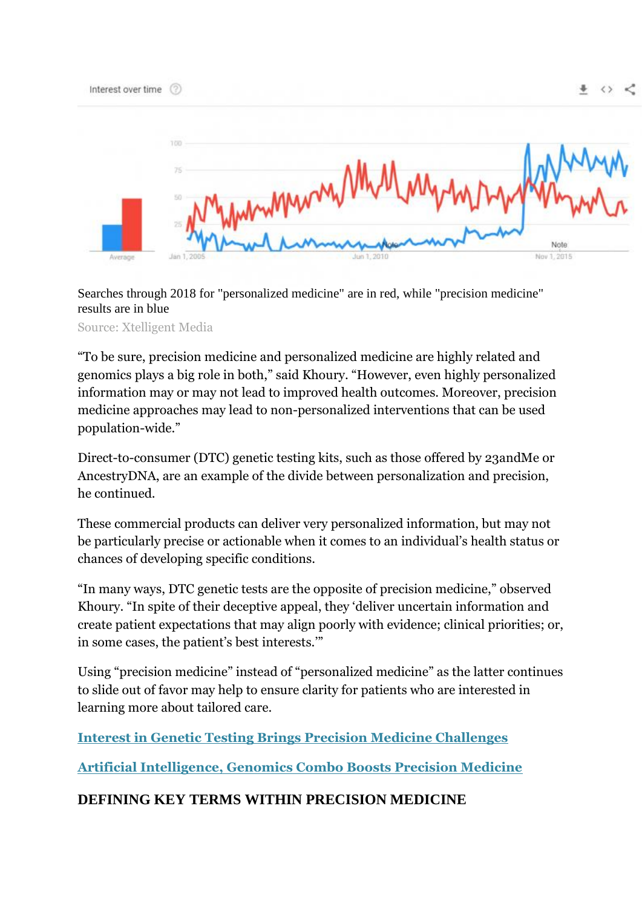Searches through 2018 for "personalized medicine" are in red, while "precision medicine" results are in blue

Source: Xtelligent Media

"To be sure, precision medicine and personalized medicine are highly related and genomics plays a big role in both," said Khoury. "However, even highly personalized information may or may not lead to improved health outcomes. Moreover, precision medicine approaches may lead to non-personalized interventions that can be used population-wide."

Direct-to-consumer (DTC) genetic testing kits, such as those offered by 23andMe or AncestryDNA, are an example of the divide between personalization and precision, he continued.

These commercial products can deliver very personalized information, but may not be particularly precise or actionable when it comes to an individual's health status or chances of developing specific conditions.

"In many ways, DTC genetic tests are the opposite of precision medicine," observed Khoury. "In spite of their deceptive appeal, they 'deliver uncertain information and create patient expectations that may align poorly with evidence; clinical priorities; or, in some cases, the patient's best interests.'"

Using "precision medicine" instead of "personalized medicine" as the latter continues to slide out of favor may help to ensure clarity for patients who are interested in learning more about tailored care.

**Interest in Genetic Testing Brings Precision Medicine Challenges**

**Artificial Intelligence, Genomics Combo Boosts Precision Medicine**

## DEFINING KEY TERMS WITHIN PRECISION MEDICINE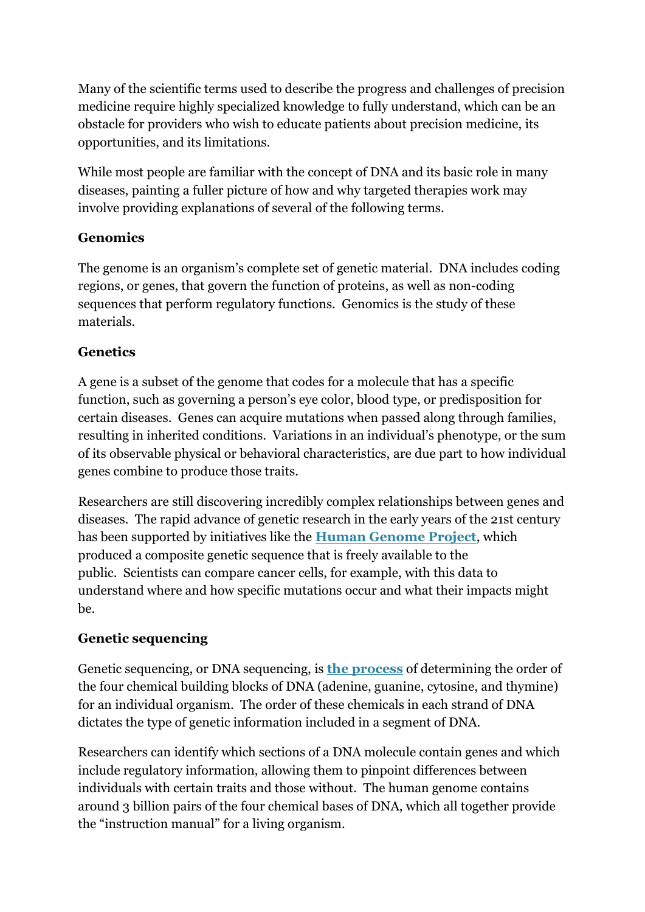Many of the scientific terms used to describe the progress and challenges of precision medicine require highly specialized knowledge to fully understand, which can be an obstacle for providers who wish to educate patients about precision medicine, its opportunities, and its limitations.

While most people are familiar with the concept of DNA and its basic role in many diseases, painting a fuller picture of how and why targeted therapies work may involve providing explanations of several of the following terms.

**Genomics**

The genome is an organism's complete set of genetic material. DNA includes coding regions, or genes, that govern the function of proteins, as well as non-coding sequences that perform regulatory functions. Genomics is the study of these materials.

**Genetics**

A gene is a subset of the genome that codes for a molecule that has a specific function, such as governing a person's eye color, blood type, or predisposition for certain diseases. Genes can acquire mutations when passed along through families, resulting in inherited conditions. Variations in an individual's phenotype, or the sum of its observable physical or behavioral characteristics, are due part to how individual genes combine to produce those traits.

Researchers are still discovering incredibly complex relationships between genes and diseases. The rapid advance of genetic research in the early years of the 21st century has been supported by initiatives like the **Human Genome Project**, which produced a composite genetic sequence that is freely available to the public. Scientists can compare cancer cells, for example, with this data to understand where and how specific mutations occur and what their impacts might be.

**Genetic sequencing**

Genetic sequencing, or DNA sequencing, is **the process** of determining the order of the four chemical building blocks of DNA (adenine, guanine, cytosine, and thymine) for an individual organism. The order of these chemicals in each strand of DNA dictates the type of genetic information included in a segment of DNA.

Researchers can identify which sections of a DNA molecule contain genes and which include regulatory information, allowing them to pinpoint differences between individuals with certain traits and those without. The human genome contains around 3 billion pairs of the four chemical bases of DNA, which all together provide the "instruction manual" for a living organism.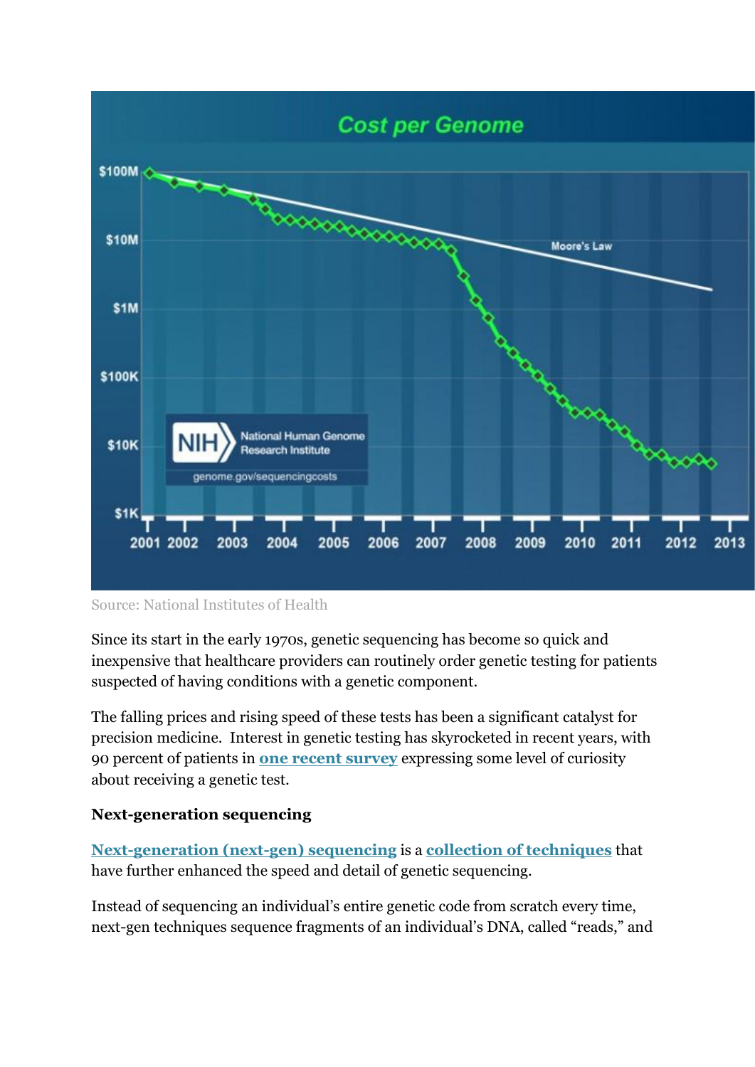Source: National Institutes of Health

Since its start in the early 1970s, genetic sequencing has become so quick and inexpensive that healthcare providers can routinely order genetic testing for patients suspected of having conditions with a genetic component.

The falling prices and rising speed of these tests has been a significant catalyst for precision medicine. Interest in genetic testing has skyrocketed in recent years, with 90 percent of patients in **one recent survey** expressing some level of curiosity about receiving a genetic test.

**Next-generation sequencing**

**Next-generation (next-gen) sequencing** is a **collection of techniques** that have further enhanced the speed and detail of genetic sequencing.

Instead of sequencing an individual's entire genetic code from scratch every time, next-gen techniques sequence fragments of an individual's DNA, called "reads," and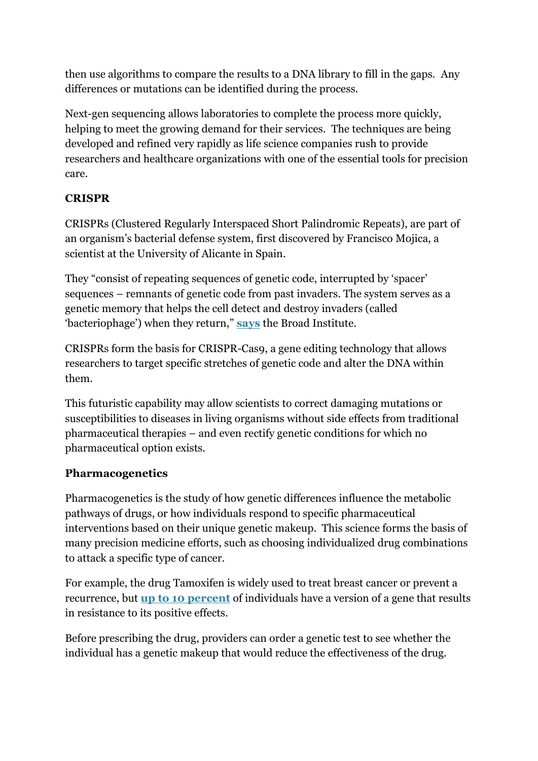then use algorithms to compare the results to a DNA library to fill in the gaps. Any differences or mutations can be identified during the process.

Next-gen sequencing allows laboratories to complete the process more quickly, helping to meet the growing demand for their services. The techniques are being developed and refined very rapidly as life science companies rush to provide researchers and healthcare organizations with one of the essential tools for precision care.

**CRISPR**

CRISPRs (Clustered Regularly Interspaced Short Palindromic Repeats), are part of an organism's bacterial defense system, first discovered by Francisco Mojica, a scientist at the University of Alicante in Spain.

They "consist of repeating sequences of genetic code, interrupted by 'spacer' sequences – remnants of genetic code from past invaders. The system serves as a genetic memory that helps the cell detect and destroy invaders (called 'bacteriophage') when they return," **says** the Broad Institute.

CRISPRs form the basis for CRISPR-Cas9, a gene editing technology that allows researchers to target specific stretches of genetic code and alter the DNA within them.

This futuristic capability may allow scientists to correct damaging mutations or susceptibilities to diseases in living organisms without side effects from traditional pharmaceutical therapies – and even rectify genetic conditions for which no pharmaceutical option exists.

**Pharmacogenetics**

Pharmacogenetics is the study of how genetic differences influence the metabolic pathways of drugs, or how individuals respond to specific pharmaceutical interventions based on their unique genetic makeup. This science forms the basis of many precision medicine efforts, such as choosing individualized drug combinations to attack a specific type of cancer.

For example, the drug Tamoxifen is widely used to treat breast cancer or prevent a recurrence, but **up to 10 percent** of individuals have a version of a gene that results in resistance to its positive effects.

Before prescribing the drug, providers can order a genetic test to see whether the individual has a genetic makeup that would reduce the effectiveness of the drug.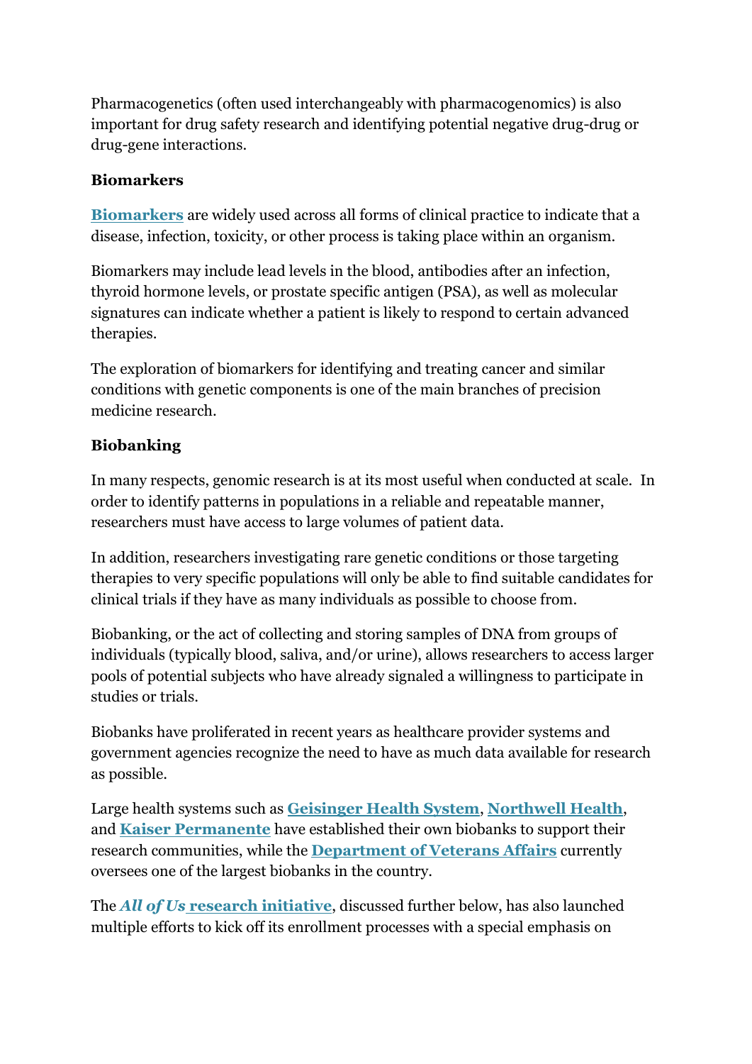Pharmacogenetics (often used interchangeably with pharmacogenomics) is also important for drug safety research and identifying potential negative drug-drug or drug-gene interactions.

**Biomarkers**

**Biomarkers** are widely used across all forms of clinical practice to indicate that a disease, infection, toxicity, or other process is taking place within an organism.

Biomarkers may include lead levels in the blood, antibodies after an infection, thyroid hormone levels, or prostate specific antigen (PSA), as well as molecular signatures can indicate whether a patient is likely to respond to certain advanced therapies.

The exploration of biomarkers for identifying and treating cancer and similar conditions with genetic components is one of the main branches of precision medicine research.

**Biobanking**

In many respects, genomic research is at its most useful when conducted at scale. In order to identify patterns in populations in a reliable and repeatable manner, researchers must have access to large volumes of patient data.

In addition, researchers investigating rare genetic conditions or those targeting therapies to very specific populations will only be able to find suitable candidates for clinical trials if they have as many individuals as possible to choose from.

Biobanking, or the act of collecting and storing samples of DNA from groups of individuals (typically blood, saliva, and/or urine), allows researchers to access larger pools of potential subjects who have already signaled a willingness to participate in studies or trials.

Biobanks have proliferated in recent years as healthcare provider systems and government agencies recognize the need to have as much data available for research as possible.

Large health systems such as **Geisinger Health System**, **Northwell Health**, and **Kaiser Permanente** have established their own biobanks to support their research communities, while the **Department of Veterans Affairs** currently oversees one of the largest biobanks in the country.

The ***All of Us*** **research initiative**, discussed further below, has also launched multiple efforts to kick off its enrollment processes with a special emphasis on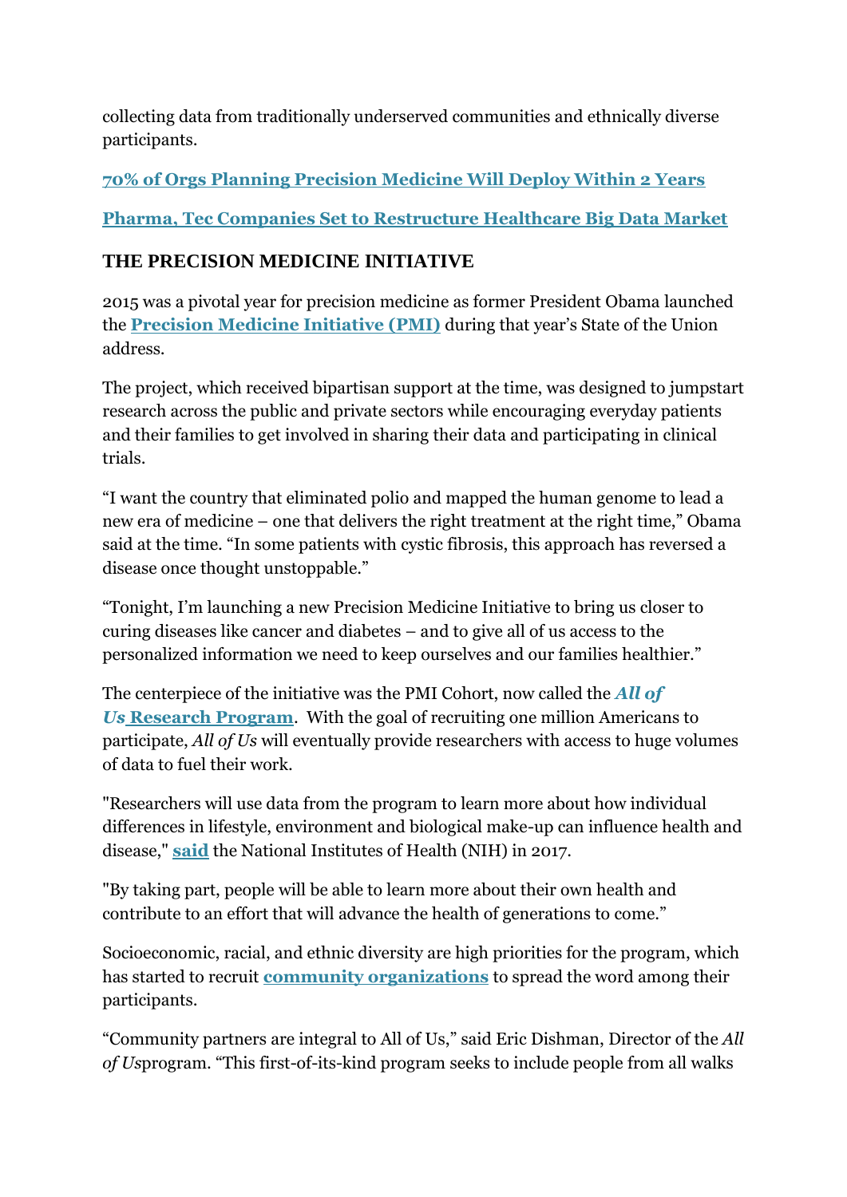collecting data from traditionally underserved communities and ethnically diverse participants.

**70% of Orgs Planning Precision Medicine Will Deploy Within 2 Years**

**Pharma, Tec Companies Set to Restructure Healthcare Big Data Market**

## THE PRECISION MEDICINE INITIATIVE

2015 was a pivotal year for precision medicine as former President Obama launched the **Precision Medicine Initiative (PMI)** during that year's State of the Union address.

The project, which received bipartisan support at the time, was designed to jumpstart research across the public and private sectors while encouraging everyday patients and their families to get involved in sharing their data and participating in clinical trials.

"I want the country that eliminated polio and mapped the human genome to lead a new era of medicine – one that delivers the right treatment at the right time," Obama said at the time. "In some patients with cystic fibrosis, this approach has reversed a disease once thought unstoppable."

"Tonight, I'm launching a new Precision Medicine Initiative to bring us closer to curing diseases like cancer and diabetes – and to give all of us access to the personalized information we need to keep ourselves and our families healthier."

The centerpiece of the initiative was the PMI Cohort, now called the ***All of Us* Research Program**. With the goal of recruiting one million Americans to participate, *All of Us* will eventually provide researchers with access to huge volumes of data to fuel their work.

"Researchers will use data from the program to learn more about how individual differences in lifestyle, environment and biological make-up can influence health and disease," **said** the National Institutes of Health (NIH) in 2017.

"By taking part, people will be able to learn more about their own health and contribute to an effort that will advance the health of generations to come."

Socioeconomic, racial, and ethnic diversity are high priorities for the program, which has started to recruit **community organizations** to spread the word among their participants.

"Community partners are integral to All of Us," said Eric Dishman, Director of the *All of Us*program. "This first-of-its-kind program seeks to include people from all walks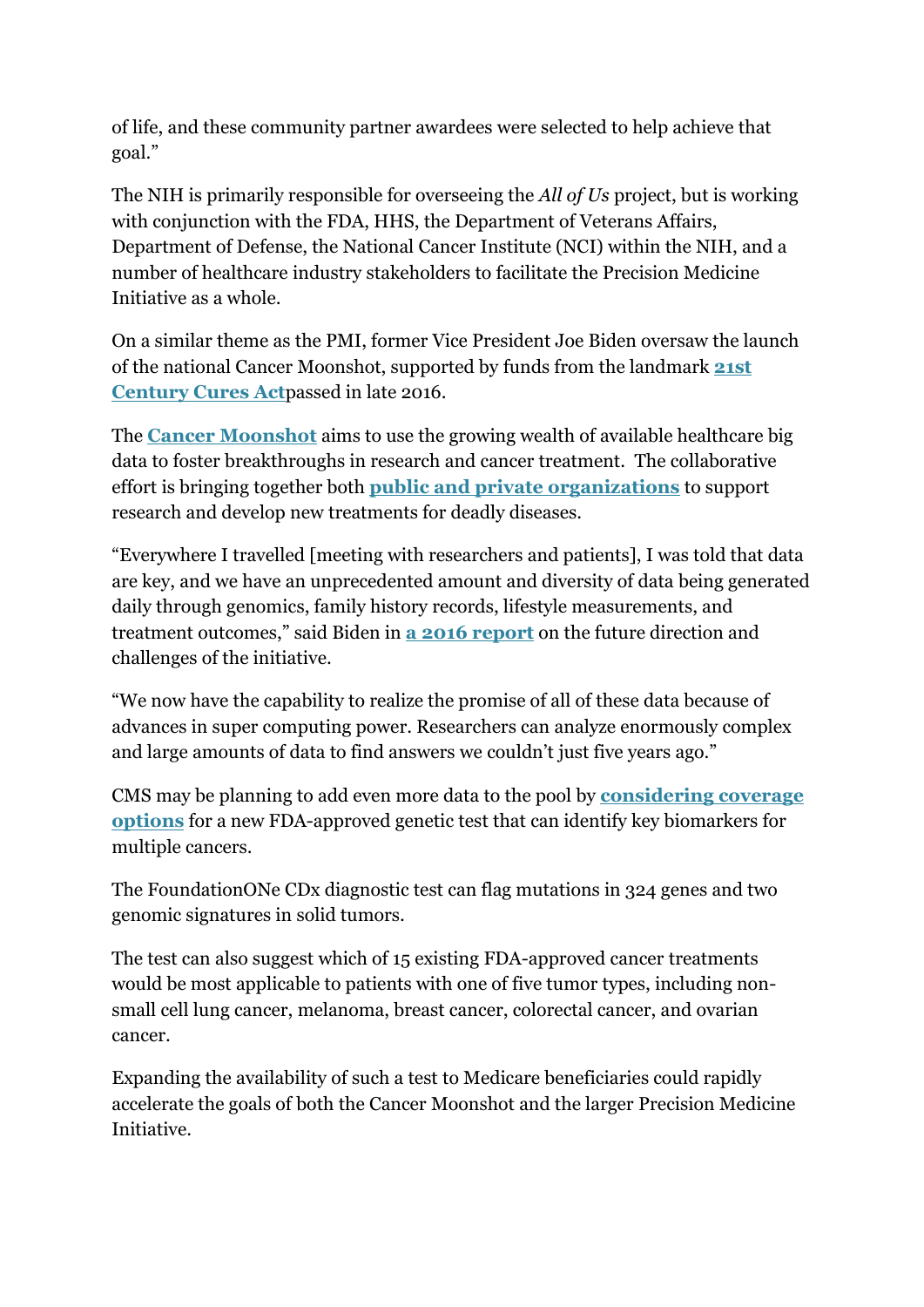of life, and these community partner awardees were selected to help achieve that goal."

The NIH is primarily responsible for overseeing the *All of Us* project, but is working with conjunction with the FDA, HHS, the Department of Veterans Affairs, Department of Defense, the National Cancer Institute (NCI) within the NIH, and a number of healthcare industry stakeholders to facilitate the Precision Medicine Initiative as a whole.

On a similar theme as the PMI, former Vice President Joe Biden oversaw the launch of the national Cancer Moonshot, supported by funds from the landmark **21st Century Cures Act**passed in late 2016.

The **Cancer Moonshot** aims to use the growing wealth of available healthcare big data to foster breakthroughs in research and cancer treatment. The collaborative effort is bringing together both **public and private organizations** to support research and develop new treatments for deadly diseases.

"Everywhere I travelled [meeting with researchers and patients], I was told that data are key, and we have an unprecedented amount and diversity of data being generated daily through genomics, family history records, lifestyle measurements, and treatment outcomes," said Biden in **a 2016 report** on the future direction and challenges of the initiative.

"We now have the capability to realize the promise of all of these data because of advances in super computing power. Researchers can analyze enormously complex and large amounts of data to find answers we couldn't just five years ago."

CMS may be planning to add even more data to the pool by **considering coverage options** for a new FDA-approved genetic test that can identify key biomarkers for multiple cancers.

The FoundationONe CDx diagnostic test can flag mutations in 324 genes and two genomic signatures in solid tumors.

The test can also suggest which of 15 existing FDA-approved cancer treatments would be most applicable to patients with one of five tumor types, including non-small cell lung cancer, melanoma, breast cancer, colorectal cancer, and ovarian cancer.

Expanding the availability of such a test to Medicare beneficiaries could rapidly accelerate the goals of both the Cancer Moonshot and the larger Precision Medicine Initiative.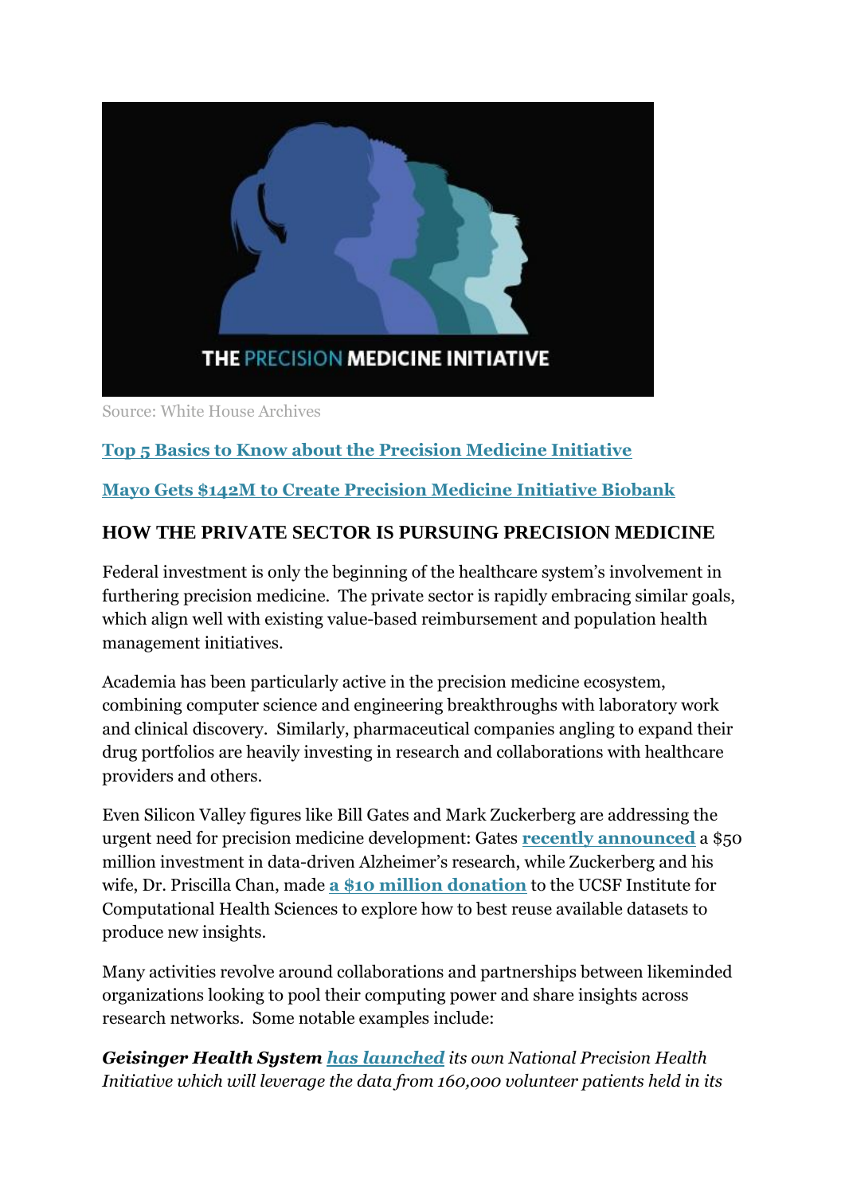Source: White House Archives

**Top 5 Basics to Know about the Precision Medicine Initiative**

**Mayo Gets $142M to Create Precision Medicine Initiative Biobank**

## HOW THE PRIVATE SECTOR IS PURSUING PRECISION MEDICINE

Federal investment is only the beginning of the healthcare system's involvement in furthering precision medicine. The private sector is rapidly embracing similar goals, which align well with existing value-based reimbursement and population health management initiatives.

Academia has been particularly active in the precision medicine ecosystem, combining computer science and engineering breakthroughs with laboratory work and clinical discovery. Similarly, pharmaceutical companies angling to expand their drug portfolios are heavily investing in research and collaborations with healthcare providers and others.

Even Silicon Valley figures like Bill Gates and Mark Zuckerberg are addressing the urgent need for precision medicine development: Gates **recently announced** a $50 million investment in data-driven Alzheimer's research, while Zuckerberg and his wife, Dr. Priscilla Chan, made **a $10 million donation** to the UCSF Institute for Computational Health Sciences to explore how to best reuse available datasets to produce new insights.

Many activities revolve around collaborations and partnerships between likeminded organizations looking to pool their computing power and share insights across research networks. Some notable examples include:

***Geisinger Health System** **has launched** its own National Precision Health Initiative which will leverage the data from 160,000 volunteer patients held in its*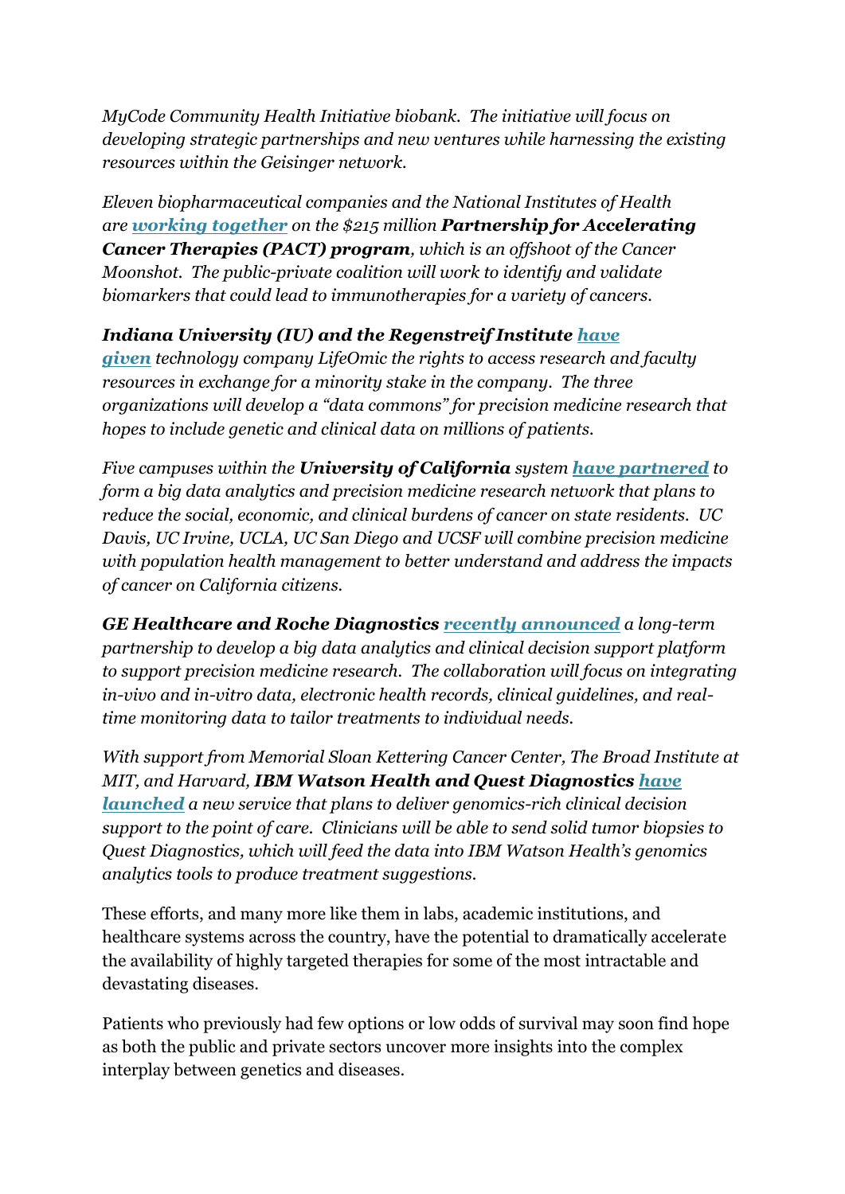*MyCode Community Health Initiative biobank. The initiative will focus on developing strategic partnerships and new ventures while harnessing the existing resources within the Geisinger network.*

*Eleven biopharmaceutical companies and the National Institutes of Health are* ***working together*** *on the $215 million* ***Partnership for Accelerating Cancer Therapies (PACT) program****, which is an offshoot of the Cancer Moonshot. The public-private coalition will work to identify and validate biomarkers that could lead to immunotherapies for a variety of cancers.*

***Indiana University (IU) and the Regenstreif Institute have given*** *technology company LifeOmic the rights to access research and faculty resources in exchange for a minority stake in the company. The three organizations will develop a "data commons" for precision medicine research that hopes to include genetic and clinical data on millions of patients.*

*Five campuses within the* ***University of California*** *system* ***have partnered*** *to form a big data analytics and precision medicine research network that plans to reduce the social, economic, and clinical burdens of cancer on state residents. UC Davis, UC Irvine, UCLA, UC San Diego and UCSF will combine precision medicine with population health management to better understand and address the impacts of cancer on California citizens.*

***GE Healthcare and Roche Diagnostics recently announced*** *a long-term partnership to develop a big data analytics and clinical decision support platform to support precision medicine research. The collaboration will focus on integrating in-vivo and in-vitro data, electronic health records, clinical guidelines, and real-time monitoring data to tailor treatments to individual needs.*

*With support from Memorial Sloan Kettering Cancer Center, The Broad Institute at MIT, and Harvard,* ***IBM Watson Health and Quest Diagnostics have launched*** *a new service that plans to deliver genomics-rich clinical decision support to the point of care. Clinicians will be able to send solid tumor biopsies to Quest Diagnostics, which will feed the data into IBM Watson Health's genomics analytics tools to produce treatment suggestions.*

These efforts, and many more like them in labs, academic institutions, and healthcare systems across the country, have the potential to dramatically accelerate the availability of highly targeted therapies for some of the most intractable and devastating diseases.

Patients who previously had few options or low odds of survival may soon find hope as both the public and private sectors uncover more insights into the complex interplay between genetics and diseases.